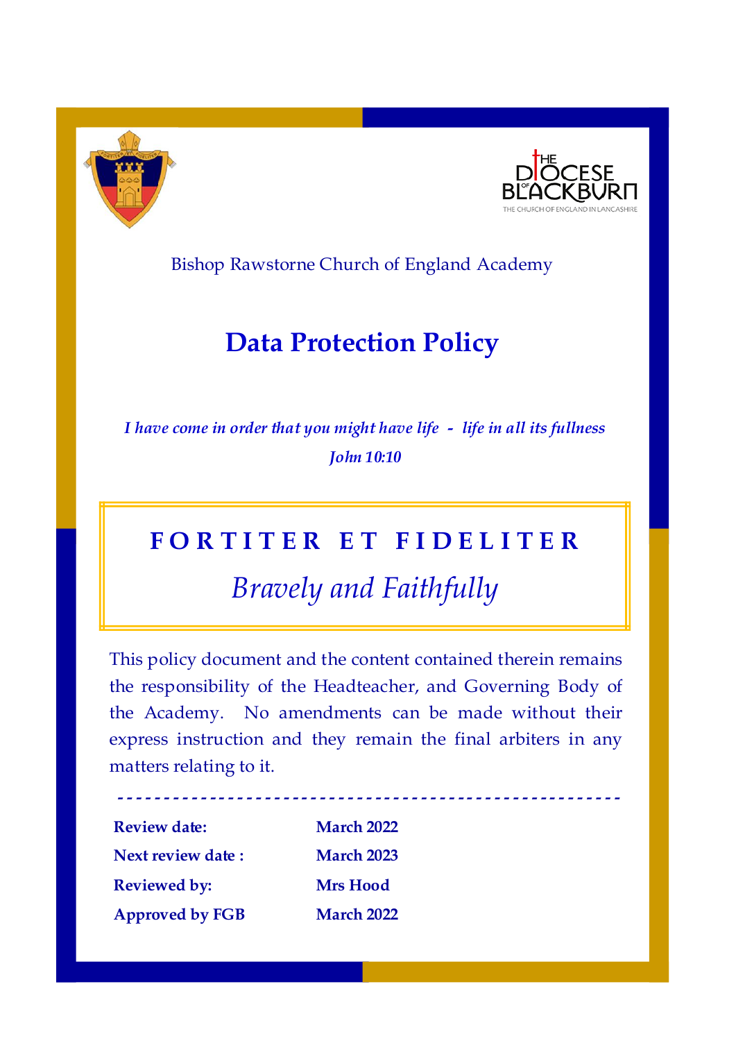Bishop Rawstorne Church of England Academy

# Data Protection Policy

*I have come in order that you might have life - life in all its fullness*

*John 10:10*

**F O R T I T E R E T F I D E L I T E R**

*Bravely and Faithfully*

This policy document and the content contained therein remains the responsibility of the Headteacher, and Governing Body of the Academy. No amendments can be made without their express instruction and they remain the final arbiters in any matters relating to it.

| | |
|---|---|
| **Review date:** | **March 2022** |
| **Next review date :** | **March 2023** |
| **Reviewed by:** | **Mrs Hood** |
| **Approved by FGB** | **March 2022** |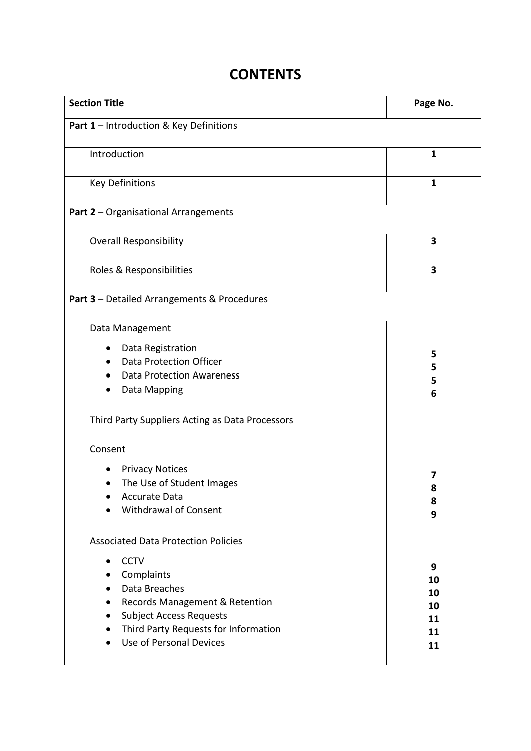# CONTENTS

| Section Title | Page No. |
|---|---|
| **Part 1** – Introduction & Key Definitions | |
| Introduction | **1** |
| Key Definitions | **1** |
| **Part 2** – Organisational Arrangements | |
| Overall Responsibility | **3** |
| Roles & Responsibilities | **3** |
| **Part 3** – Detailed Arrangements & Procedures | |
| Data Management<br>• Data Registration<br>• Data Protection Officer<br>• Data Protection Awareness<br>• Data Mapping | <br>**5**<br>**5**<br>**5**<br>**6** |
| Third Party Suppliers Acting as Data Processors | |
| Consent<br>• Privacy Notices<br>• The Use of Student Images<br>• Accurate Data<br>• Withdrawal of Consent | <br>**7**<br>**8**<br>**8**<br>**9** |
| Associated Data Protection Policies<br>• CCTV<br>• Complaints<br>• Data Breaches<br>• Records Management & Retention<br>• Subject Access Requests<br>• Third Party Requests for Information<br>• Use of Personal Devices | <br>**9**<br>**10**<br>**10**<br>**10**<br>**11**<br>**11**<br>**11** |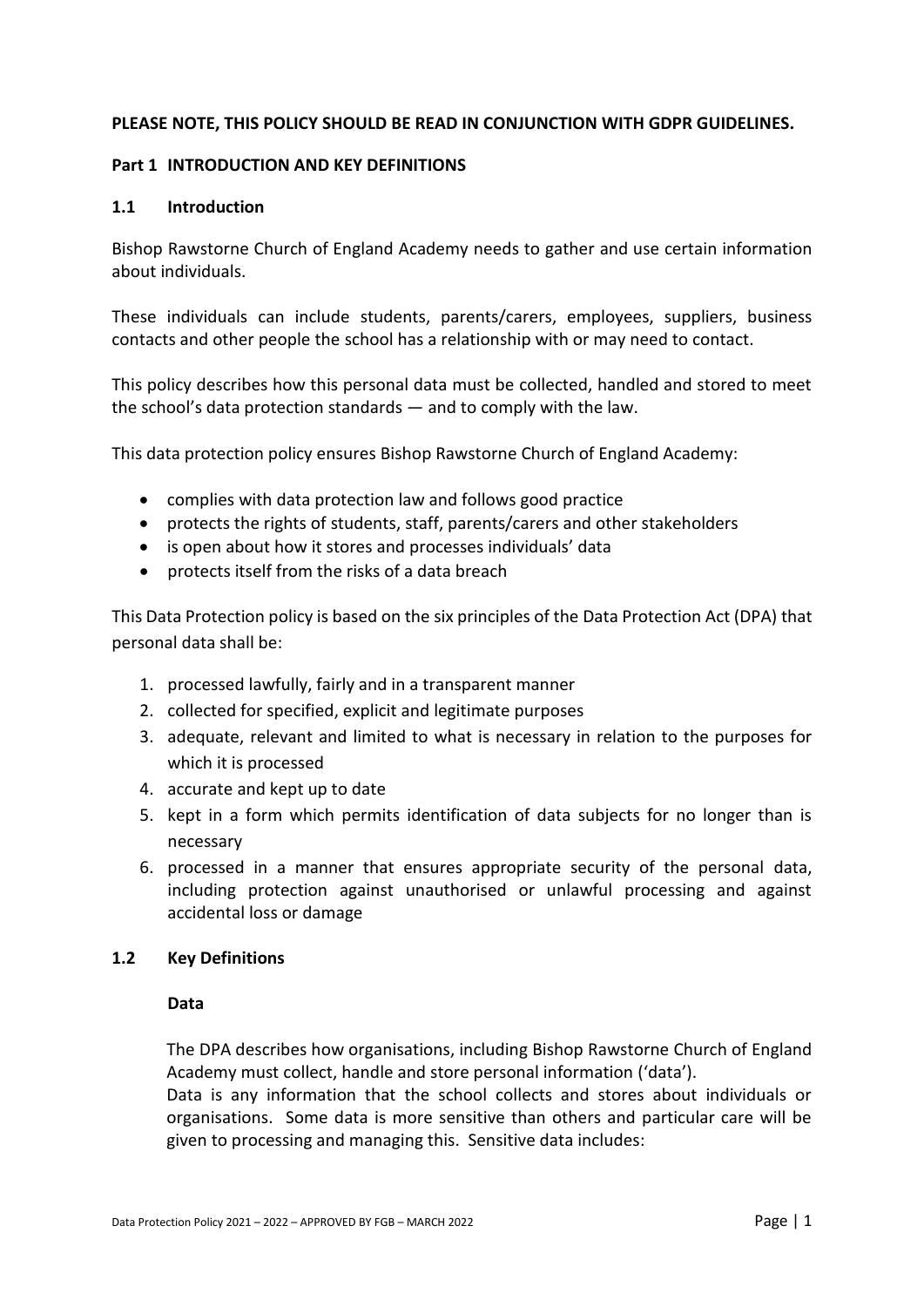**PLEASE NOTE, THIS POLICY SHOULD BE READ IN CONJUNCTION WITH GDPR GUIDELINES.**

## Part 1 INTRODUCTION AND KEY DEFINITIONS

### 1.1 Introduction

Bishop Rawstorne Church of England Academy needs to gather and use certain information about individuals.

These individuals can include students, parents/carers, employees, suppliers, business contacts and other people the school has a relationship with or may need to contact.

This policy describes how this personal data must be collected, handled and stored to meet the school's data protection standards — and to comply with the law.

This data protection policy ensures Bishop Rawstorne Church of England Academy:

- complies with data protection law and follows good practice
- protects the rights of students, staff, parents/carers and other stakeholders
- is open about how it stores and processes individuals' data
- protects itself from the risks of a data breach

This Data Protection policy is based on the six principles of the Data Protection Act (DPA) that personal data shall be:

1. processed lawfully, fairly and in a transparent manner
2. collected for specified, explicit and legitimate purposes
3. adequate, relevant and limited to what is necessary in relation to the purposes for which it is processed
4. accurate and kept up to date
5. kept in a form which permits identification of data subjects for no longer than is necessary
6. processed in a manner that ensures appropriate security of the personal data, including protection against unauthorised or unlawful processing and against accidental loss or damage

### 1.2 Key Definitions

**Data**

The DPA describes how organisations, including Bishop Rawstorne Church of England Academy must collect, handle and store personal information ('data').
Data is any information that the school collects and stores about individuals or organisations. Some data is more sensitive than others and particular care will be given to processing and managing this. Sensitive data includes: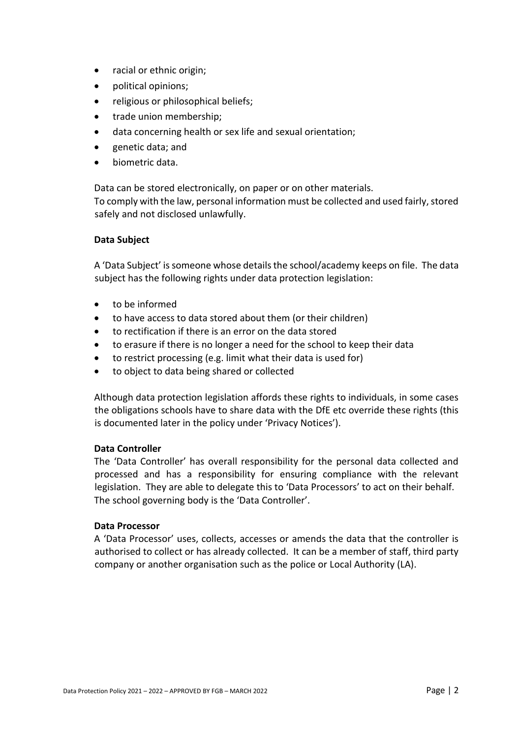- racial or ethnic origin;
- political opinions;
- religious or philosophical beliefs;
- trade union membership;
- data concerning health or sex life and sexual orientation;
- genetic data; and
- biometric data.

Data can be stored electronically, on paper or on other materials.
To comply with the law, personal information must be collected and used fairly, stored safely and not disclosed unlawfully.

**Data Subject**

A 'Data Subject' is someone whose details the school/academy keeps on file. The data subject has the following rights under data protection legislation:

- to be informed
- to have access to data stored about them (or their children)
- to rectification if there is an error on the data stored
- to erasure if there is no longer a need for the school to keep their data
- to restrict processing (e.g. limit what their data is used for)
- to object to data being shared or collected

Although data protection legislation affords these rights to individuals, in some cases the obligations schools have to share data with the DfE etc override these rights (this is documented later in the policy under 'Privacy Notices').

**Data Controller**

The 'Data Controller' has overall responsibility for the personal data collected and processed and has a responsibility for ensuring compliance with the relevant legislation. They are able to delegate this to 'Data Processors' to act on their behalf. The school governing body is the 'Data Controller'.

**Data Processor**

A 'Data Processor' uses, collects, accesses or amends the data that the controller is authorised to collect or has already collected. It can be a member of staff, third party company or another organisation such as the police or Local Authority (LA).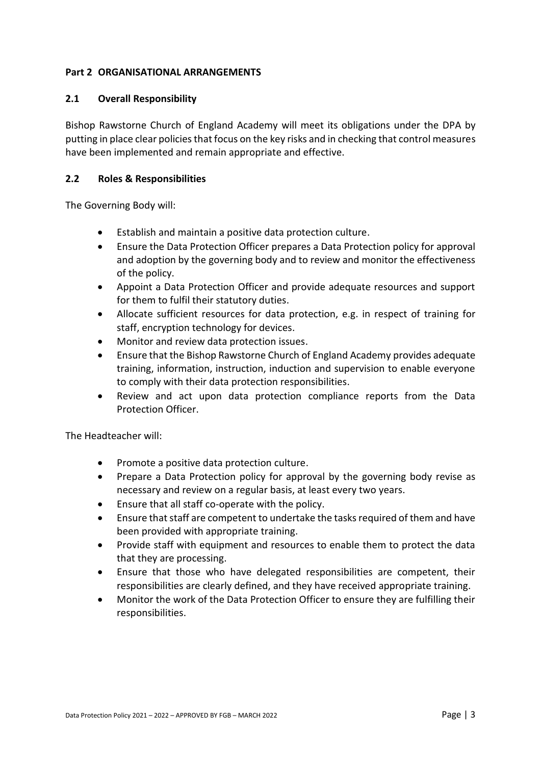## Part 2 ORGANISATIONAL ARRANGEMENTS

### 2.1 Overall Responsibility

Bishop Rawstorne Church of England Academy will meet its obligations under the DPA by putting in place clear policies that focus on the key risks and in checking that control measures have been implemented and remain appropriate and effective.

### 2.2 Roles & Responsibilities

The Governing Body will:

- Establish and maintain a positive data protection culture.
- Ensure the Data Protection Officer prepares a Data Protection policy for approval and adoption by the governing body and to review and monitor the effectiveness of the policy.
- Appoint a Data Protection Officer and provide adequate resources and support for them to fulfil their statutory duties.
- Allocate sufficient resources for data protection, e.g. in respect of training for staff, encryption technology for devices.
- Monitor and review data protection issues.
- Ensure that the Bishop Rawstorne Church of England Academy provides adequate training, information, instruction, induction and supervision to enable everyone to comply with their data protection responsibilities.
- Review and act upon data protection compliance reports from the Data Protection Officer.

The Headteacher will:

- Promote a positive data protection culture.
- Prepare a Data Protection policy for approval by the governing body revise as necessary and review on a regular basis, at least every two years.
- Ensure that all staff co-operate with the policy.
- Ensure that staff are competent to undertake the tasks required of them and have been provided with appropriate training.
- Provide staff with equipment and resources to enable them to protect the data that they are processing.
- Ensure that those who have delegated responsibilities are competent, their responsibilities are clearly defined, and they have received appropriate training.
- Monitor the work of the Data Protection Officer to ensure they are fulfilling their responsibilities.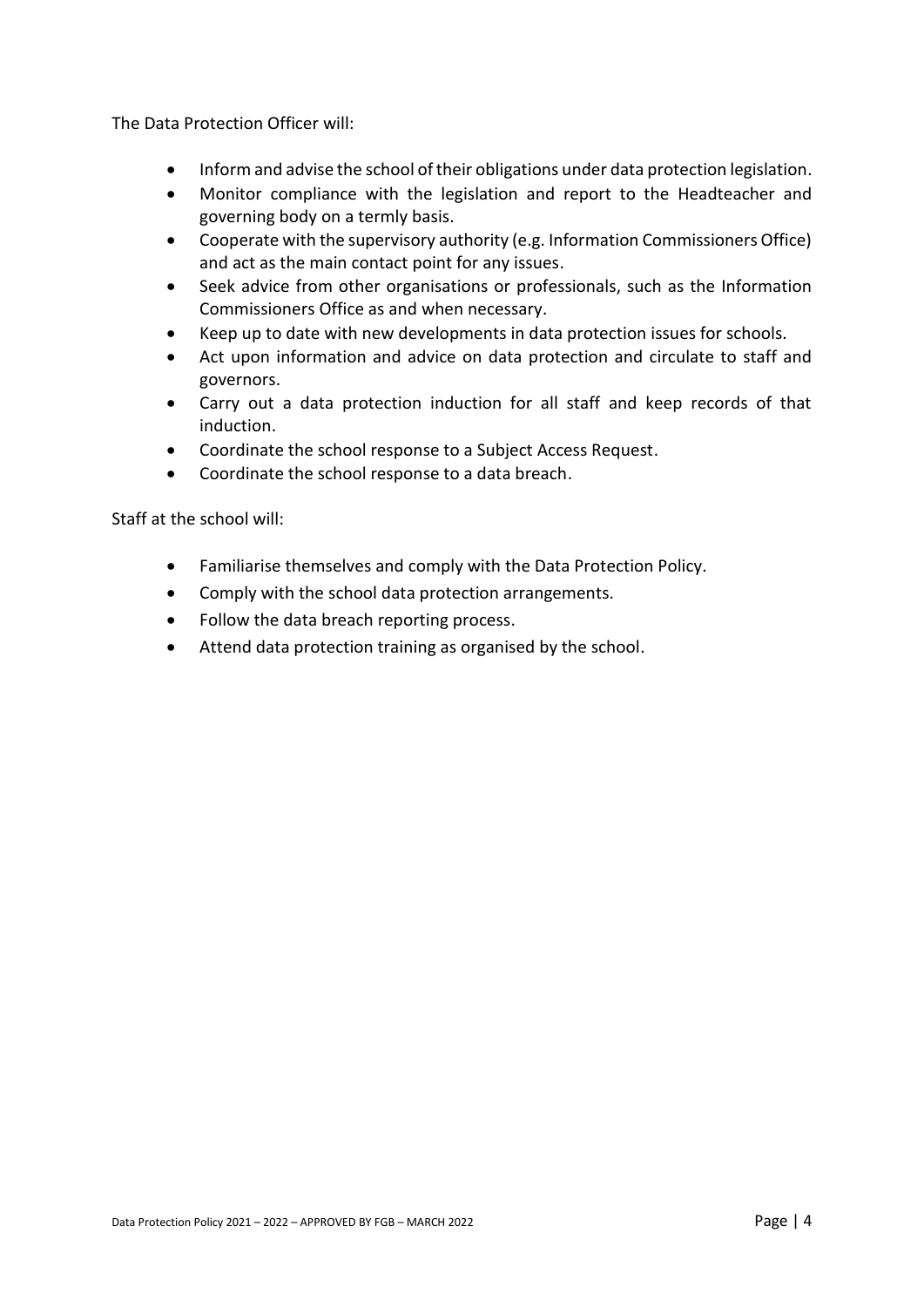The Data Protection Officer will:

- Inform and advise the school of their obligations under data protection legislation.
- Monitor compliance with the legislation and report to the Headteacher and governing body on a termly basis.
- Cooperate with the supervisory authority (e.g. Information Commissioners Office) and act as the main contact point for any issues.
- Seek advice from other organisations or professionals, such as the Information Commissioners Office as and when necessary.
- Keep up to date with new developments in data protection issues for schools.
- Act upon information and advice on data protection and circulate to staff and governors.
- Carry out a data protection induction for all staff and keep records of that induction.
- Coordinate the school response to a Subject Access Request.
- Coordinate the school response to a data breach.

Staff at the school will:

- Familiarise themselves and comply with the Data Protection Policy.
- Comply with the school data protection arrangements.
- Follow the data breach reporting process.
- Attend data protection training as organised by the school.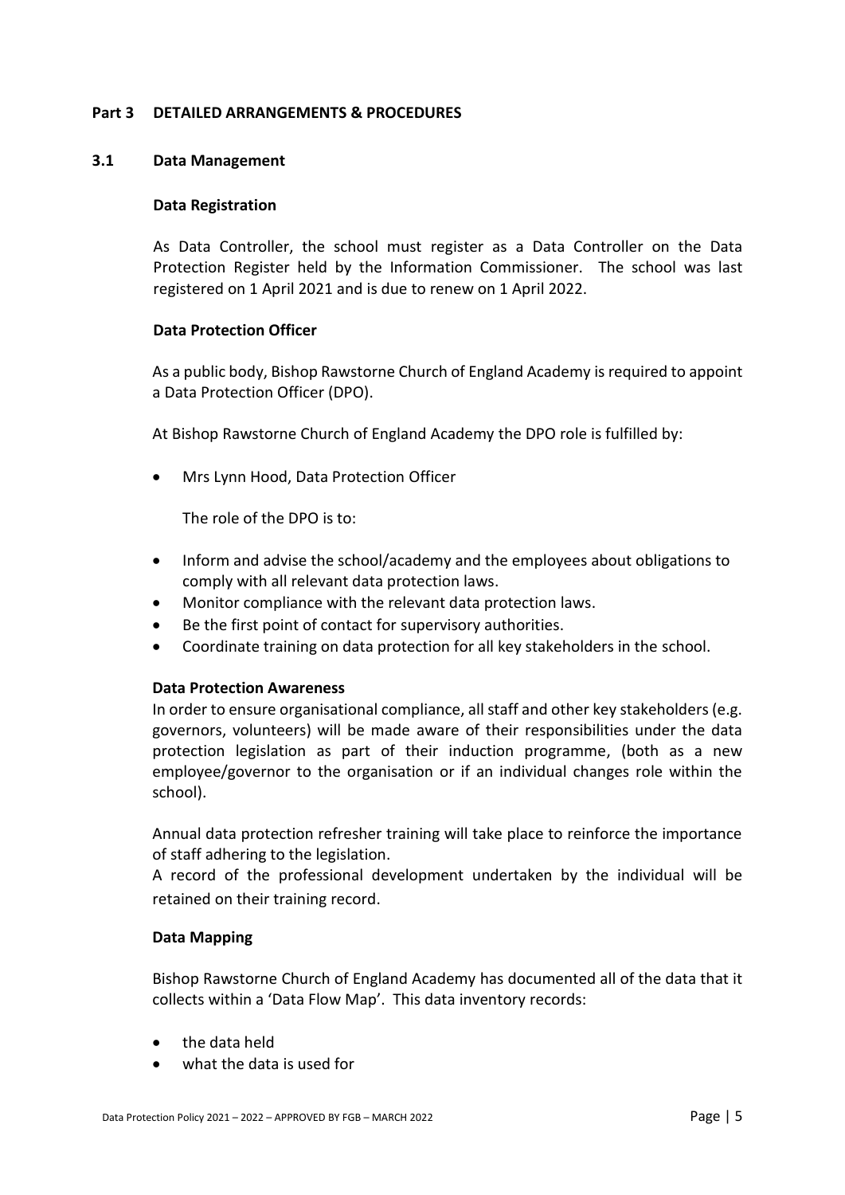## Part 3 DETAILED ARRANGEMENTS & PROCEDURES

### 3.1 Data Management

**Data Registration**

As Data Controller, the school must register as a Data Controller on the Data Protection Register held by the Information Commissioner. The school was last registered on 1 April 2021 and is due to renew on 1 April 2022.

**Data Protection Officer**

As a public body, Bishop Rawstorne Church of England Academy is required to appoint a Data Protection Officer (DPO).

At Bishop Rawstorne Church of England Academy the DPO role is fulfilled by:

- Mrs Lynn Hood, Data Protection Officer

The role of the DPO is to:

- Inform and advise the school/academy and the employees about obligations to comply with all relevant data protection laws.
- Monitor compliance with the relevant data protection laws.
- Be the first point of contact for supervisory authorities.
- Coordinate training on data protection for all key stakeholders in the school.

**Data Protection Awareness**

In order to ensure organisational compliance, all staff and other key stakeholders (e.g. governors, volunteers) will be made aware of their responsibilities under the data protection legislation as part of their induction programme, (both as a new employee/governor to the organisation or if an individual changes role within the school).

Annual data protection refresher training will take place to reinforce the importance of staff adhering to the legislation.

A record of the professional development undertaken by the individual will be retained on their training record.

**Data Mapping**

Bishop Rawstorne Church of England Academy has documented all of the data that it collects within a 'Data Flow Map'. This data inventory records:

- the data held
- what the data is used for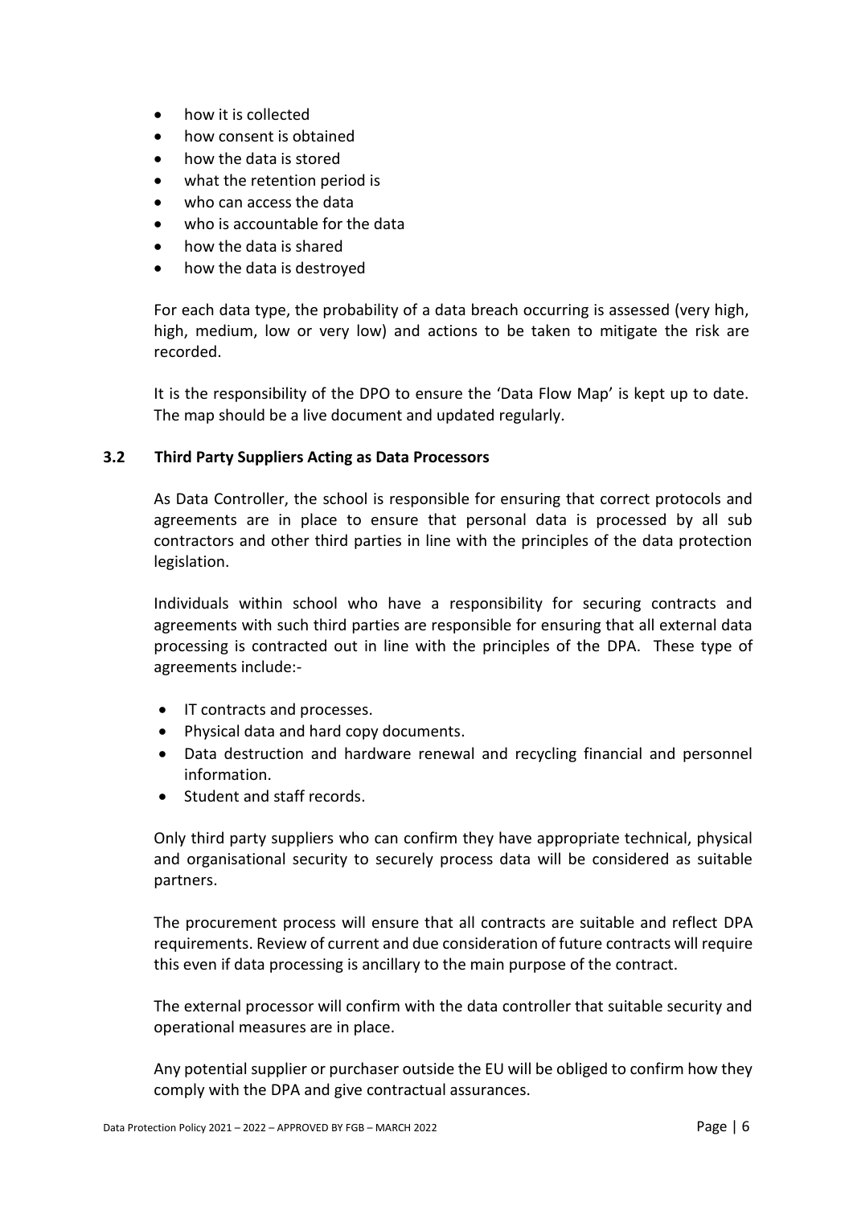- how it is collected
- how consent is obtained
- how the data is stored
- what the retention period is
- who can access the data
- who is accountable for the data
- how the data is shared
- how the data is destroyed

For each data type, the probability of a data breach occurring is assessed (very high, high, medium, low or very low) and actions to be taken to mitigate the risk are recorded.

It is the responsibility of the DPO to ensure the 'Data Flow Map' is kept up to date. The map should be a live document and updated regularly.

### 3.2 Third Party Suppliers Acting as Data Processors

As Data Controller, the school is responsible for ensuring that correct protocols and agreements are in place to ensure that personal data is processed by all sub contractors and other third parties in line with the principles of the data protection legislation.

Individuals within school who have a responsibility for securing contracts and agreements with such third parties are responsible for ensuring that all external data processing is contracted out in line with the principles of the DPA. These type of agreements include:-

- IT contracts and processes.
- Physical data and hard copy documents.
- Data destruction and hardware renewal and recycling financial and personnel information.
- Student and staff records.

Only third party suppliers who can confirm they have appropriate technical, physical and organisational security to securely process data will be considered as suitable partners.

The procurement process will ensure that all contracts are suitable and reflect DPA requirements. Review of current and due consideration of future contracts will require this even if data processing is ancillary to the main purpose of the contract.

The external processor will confirm with the data controller that suitable security and operational measures are in place.

Any potential supplier or purchaser outside the EU will be obliged to confirm how they comply with the DPA and give contractual assurances.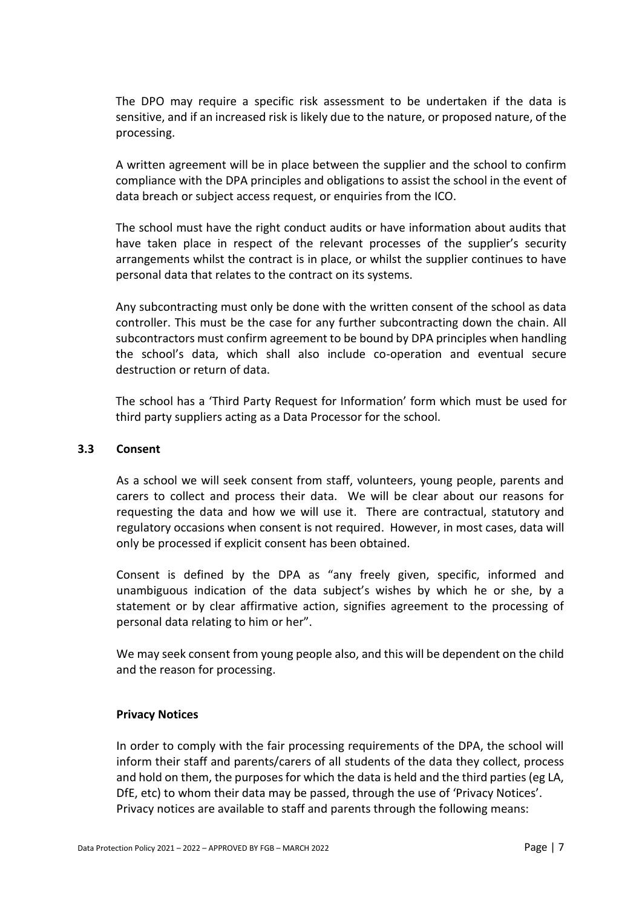The DPO may require a specific risk assessment to be undertaken if the data is sensitive, and if an increased risk is likely due to the nature, or proposed nature, of the processing.

A written agreement will be in place between the supplier and the school to confirm compliance with the DPA principles and obligations to assist the school in the event of data breach or subject access request, or enquiries from the ICO.

The school must have the right conduct audits or have information about audits that have taken place in respect of the relevant processes of the supplier's security arrangements whilst the contract is in place, or whilst the supplier continues to have personal data that relates to the contract on its systems.

Any subcontracting must only be done with the written consent of the school as data controller. This must be the case for any further subcontracting down the chain. All subcontractors must confirm agreement to be bound by DPA principles when handling the school's data, which shall also include co-operation and eventual secure destruction or return of data.

The school has a 'Third Party Request for Information' form which must be used for third party suppliers acting as a Data Processor for the school.

### 3.3 Consent

As a school we will seek consent from staff, volunteers, young people, parents and carers to collect and process their data. We will be clear about our reasons for requesting the data and how we will use it. There are contractual, statutory and regulatory occasions when consent is not required. However, in most cases, data will only be processed if explicit consent has been obtained.

Consent is defined by the DPA as "any freely given, specific, informed and unambiguous indication of the data subject's wishes by which he or she, by a statement or by clear affirmative action, signifies agreement to the processing of personal data relating to him or her".

We may seek consent from young people also, and this will be dependent on the child and the reason for processing.

**Privacy Notices**

In order to comply with the fair processing requirements of the DPA, the school will inform their staff and parents/carers of all students of the data they collect, process and hold on them, the purposes for which the data is held and the third parties (eg LA, DfE, etc) to whom their data may be passed, through the use of 'Privacy Notices'. Privacy notices are available to staff and parents through the following means: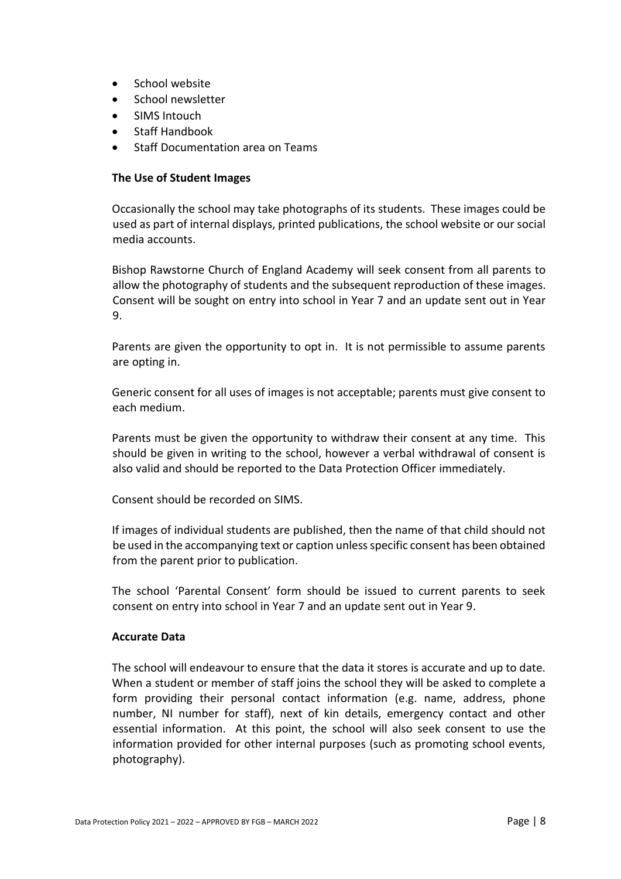- School website
- School newsletter
- SIMS Intouch
- Staff Handbook
- Staff Documentation area on Teams

**The Use of Student Images**

Occasionally the school may take photographs of its students. These images could be used as part of internal displays, printed publications, the school website or our social media accounts.

Bishop Rawstorne Church of England Academy will seek consent from all parents to allow the photography of students and the subsequent reproduction of these images. Consent will be sought on entry into school in Year 7 and an update sent out in Year 9.

Parents are given the opportunity to opt in. It is not permissible to assume parents are opting in.

Generic consent for all uses of images is not acceptable; parents must give consent to each medium.

Parents must be given the opportunity to withdraw their consent at any time. This should be given in writing to the school, however a verbal withdrawal of consent is also valid and should be reported to the Data Protection Officer immediately.

Consent should be recorded on SIMS.

If images of individual students are published, then the name of that child should not be used in the accompanying text or caption unless specific consent has been obtained from the parent prior to publication.

The school 'Parental Consent' form should be issued to current parents to seek consent on entry into school in Year 7 and an update sent out in Year 9.

**Accurate Data**

The school will endeavour to ensure that the data it stores is accurate and up to date. When a student or member of staff joins the school they will be asked to complete a form providing their personal contact information (e.g. name, address, phone number, NI number for staff), next of kin details, emergency contact and other essential information. At this point, the school will also seek consent to use the information provided for other internal purposes (such as promoting school events, photography).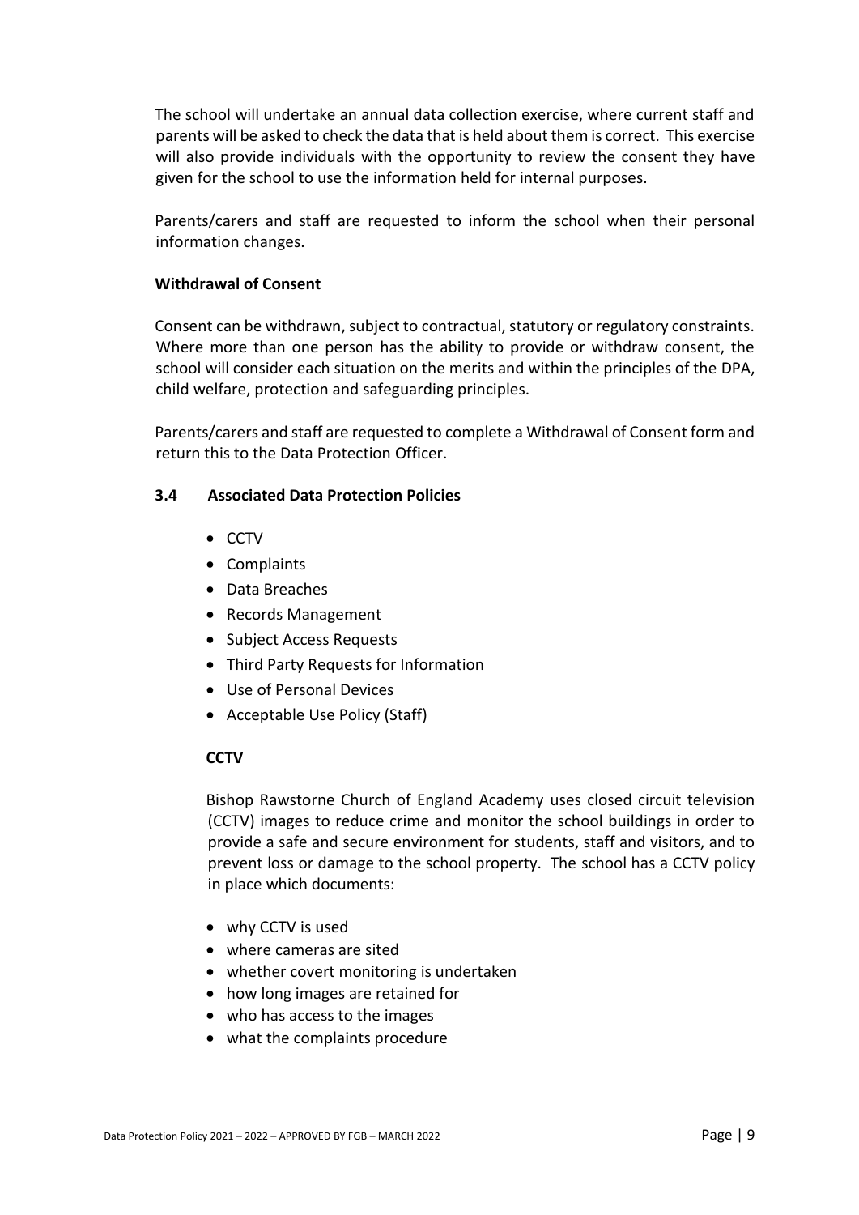The school will undertake an annual data collection exercise, where current staff and parents will be asked to check the data that is held about them is correct. This exercise will also provide individuals with the opportunity to review the consent they have given for the school to use the information held for internal purposes.

Parents/carers and staff are requested to inform the school when their personal information changes.

**Withdrawal of Consent**

Consent can be withdrawn, subject to contractual, statutory or regulatory constraints. Where more than one person has the ability to provide or withdraw consent, the school will consider each situation on the merits and within the principles of the DPA, child welfare, protection and safeguarding principles.

Parents/carers and staff are requested to complete a Withdrawal of Consent form and return this to the Data Protection Officer.

### 3.4 Associated Data Protection Policies

- CCTV
- Complaints
- Data Breaches
- Records Management
- Subject Access Requests
- Third Party Requests for Information
- Use of Personal Devices
- Acceptable Use Policy (Staff)

**CCTV**

Bishop Rawstorne Church of England Academy uses closed circuit television (CCTV) images to reduce crime and monitor the school buildings in order to provide a safe and secure environment for students, staff and visitors, and to prevent loss or damage to the school property. The school has a CCTV policy in place which documents:

- why CCTV is used
- where cameras are sited
- whether covert monitoring is undertaken
- how long images are retained for
- who has access to the images
- what the complaints procedure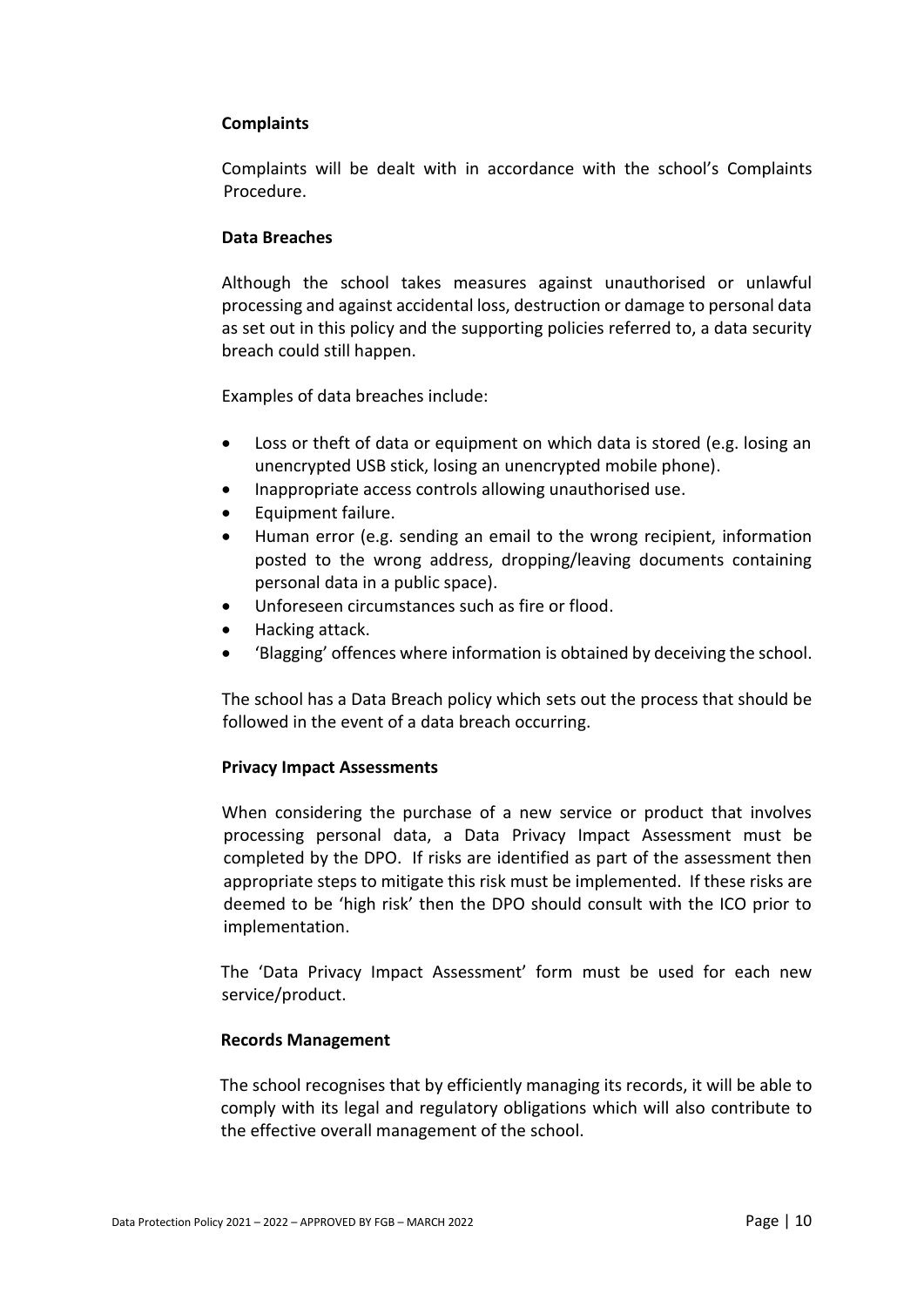**Complaints**

Complaints will be dealt with in accordance with the school's Complaints Procedure.

**Data Breaches**

Although the school takes measures against unauthorised or unlawful processing and against accidental loss, destruction or damage to personal data as set out in this policy and the supporting policies referred to, a data security breach could still happen.

Examples of data breaches include:

- Loss or theft of data or equipment on which data is stored (e.g. losing an unencrypted USB stick, losing an unencrypted mobile phone).
- Inappropriate access controls allowing unauthorised use.
- Equipment failure.
- Human error (e.g. sending an email to the wrong recipient, information posted to the wrong address, dropping/leaving documents containing personal data in a public space).
- Unforeseen circumstances such as fire or flood.
- Hacking attack.
- 'Blagging' offences where information is obtained by deceiving the school.

The school has a Data Breach policy which sets out the process that should be followed in the event of a data breach occurring.

**Privacy Impact Assessments**

When considering the purchase of a new service or product that involves processing personal data, a Data Privacy Impact Assessment must be completed by the DPO. If risks are identified as part of the assessment then appropriate steps to mitigate this risk must be implemented. If these risks are deemed to be 'high risk' then the DPO should consult with the ICO prior to implementation.

The 'Data Privacy Impact Assessment' form must be used for each new service/product.

**Records Management**

The school recognises that by efficiently managing its records, it will be able to comply with its legal and regulatory obligations which will also contribute to the effective overall management of the school.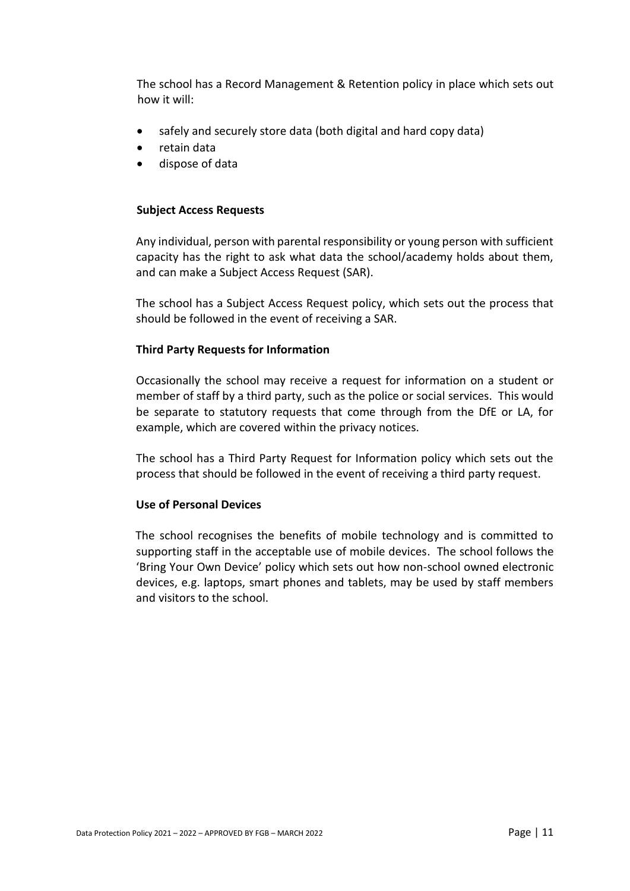The school has a Record Management & Retention policy in place which sets out how it will:

- safely and securely store data (both digital and hard copy data)
- retain data
- dispose of data

**Subject Access Requests**

Any individual, person with parental responsibility or young person with sufficient capacity has the right to ask what data the school/academy holds about them, and can make a Subject Access Request (SAR).

The school has a Subject Access Request policy, which sets out the process that should be followed in the event of receiving a SAR.

**Third Party Requests for Information**

Occasionally the school may receive a request for information on a student or member of staff by a third party, such as the police or social services. This would be separate to statutory requests that come through from the DfE or LA, for example, which are covered within the privacy notices.

The school has a Third Party Request for Information policy which sets out the process that should be followed in the event of receiving a third party request.

**Use of Personal Devices**

The school recognises the benefits of mobile technology and is committed to supporting staff in the acceptable use of mobile devices. The school follows the 'Bring Your Own Device' policy which sets out how non-school owned electronic devices, e.g. laptops, smart phones and tablets, may be used by staff members and visitors to the school.